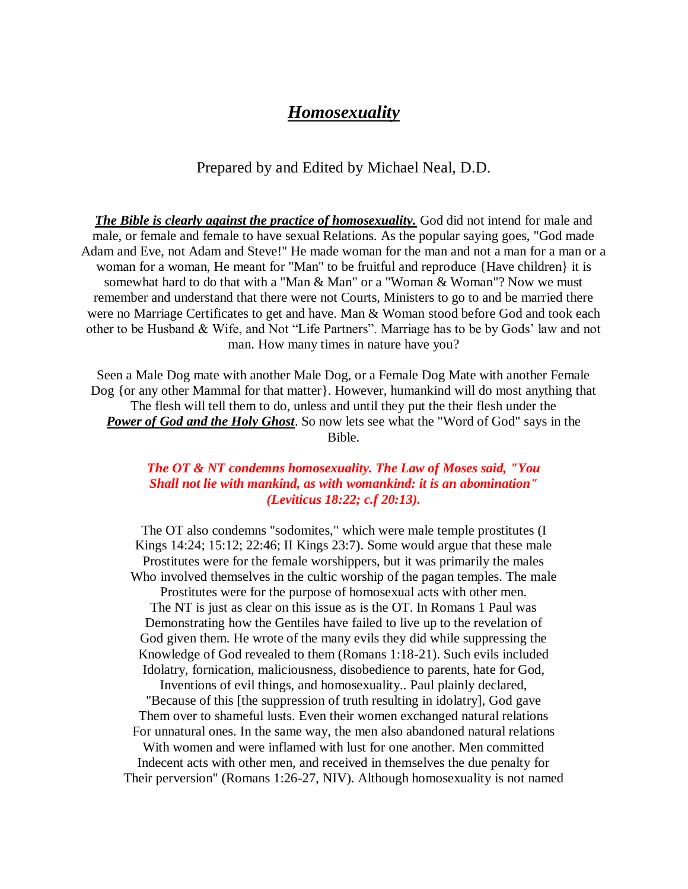# ***Homosexuality***

Prepared by and Edited by Michael Neal, D.D.

***The Bible is clearly against the practice of homosexuality.*** God did not intend for male and male, or female and female to have sexual Relations. As the popular saying goes, "God made Adam and Eve, not Adam and Steve!" He made woman for the man and not a man for a man or a woman for a woman, He meant for "Man" to be fruitful and reproduce {Have children} it is somewhat hard to do that with a "Man & Man" or a "Woman & Woman"? Now we must remember and understand that there were not Courts, Ministers to go to and be married there were no Marriage Certificates to get and have. Man & Woman stood before God and took each other to be Husband & Wife, and Not "Life Partners". Marriage has to be by Gods' law and not man. How many times in nature have you?

Seen a Male Dog mate with another Male Dog, or a Female Dog Mate with another Female Dog {or any other Mammal for that matter}. However, humankind will do most anything that The flesh will tell them to do, unless and until they put the their flesh under the ***Power of God and the Holy Ghost***. So now lets see what the "Word of God" says in the Bible.

***The OT & NT condemns homosexuality. The Law of Moses said, "You Shall not lie with mankind, as with womankind: it is an abomination" (Leviticus 18:22; c.f 20:13).***

The OT also condemns "sodomites," which were male temple prostitutes (I Kings 14:24; 15:12; 22:46; II Kings 23:7). Some would argue that these male Prostitutes were for the female worshippers, but it was primarily the males Who involved themselves in the cultic worship of the pagan temples. The male Prostitutes were for the purpose of homosexual acts with other men. The NT is just as clear on this issue as is the OT. In Romans 1 Paul was Demonstrating how the Gentiles have failed to live up to the revelation of God given them. He wrote of the many evils they did while suppressing the Knowledge of God revealed to them (Romans 1:18-21). Such evils included Idolatry, fornication, maliciousness, disobedience to parents, hate for God, Inventions of evil things, and homosexuality.. Paul plainly declared, "Because of this [the suppression of truth resulting in idolatry], God gave Them over to shameful lusts. Even their women exchanged natural relations For unnatural ones. In the same way, the men also abandoned natural relations With women and were inflamed with lust for one another. Men committed Indecent acts with other men, and received in themselves the due penalty for Their perversion" (Romans 1:26-27, NIV). Although homosexuality is not named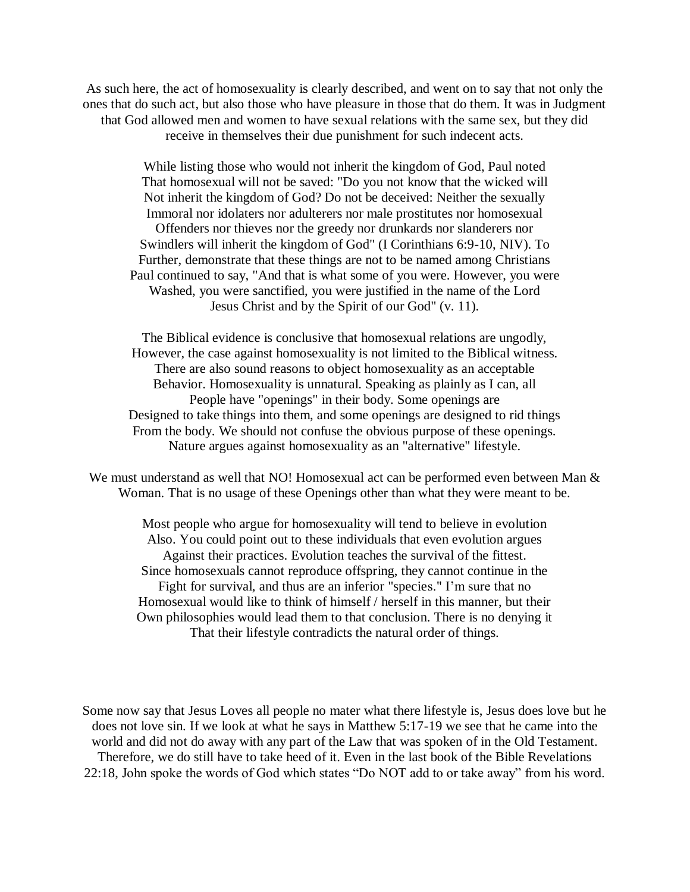As such here, the act of homosexuality is clearly described, and went on to say that not only the ones that do such act, but also those who have pleasure in those that do them. It was in Judgment that God allowed men and women to have sexual relations with the same sex, but they did receive in themselves their due punishment for such indecent acts.

While listing those who would not inherit the kingdom of God, Paul noted That homosexual will not be saved: "Do you not know that the wicked will Not inherit the kingdom of God? Do not be deceived: Neither the sexually Immoral nor idolaters nor adulterers nor male prostitutes nor homosexual Offenders nor thieves nor the greedy nor drunkards nor slanderers nor Swindlers will inherit the kingdom of God" (I Corinthians 6:9-10, NIV). To Further, demonstrate that these things are not to be named among Christians Paul continued to say, "And that is what some of you were. However, you were Washed, you were sanctified, you were justified in the name of the Lord Jesus Christ and by the Spirit of our God" (v. 11).

The Biblical evidence is conclusive that homosexual relations are ungodly, However, the case against homosexuality is not limited to the Biblical witness. There are also sound reasons to object homosexuality as an acceptable Behavior. Homosexuality is unnatural. Speaking as plainly as I can, all People have "openings" in their body. Some openings are Designed to take things into them, and some openings are designed to rid things From the body. We should not confuse the obvious purpose of these openings. Nature argues against homosexuality as an "alternative" lifestyle.

We must understand as well that NO! Homosexual act can be performed even between Man & Woman. That is no usage of these Openings other than what they were meant to be.

Most people who argue for homosexuality will tend to believe in evolution Also. You could point out to these individuals that even evolution argues Against their practices. Evolution teaches the survival of the fittest. Since homosexuals cannot reproduce offspring, they cannot continue in the Fight for survival, and thus are an inferior "species." I'm sure that no Homosexual would like to think of himself / herself in this manner, but their Own philosophies would lead them to that conclusion. There is no denying it That their lifestyle contradicts the natural order of things.

Some now say that Jesus Loves all people no mater what there lifestyle is, Jesus does love but he does not love sin. If we look at what he says in Matthew 5:17-19 we see that he came into the world and did not do away with any part of the Law that was spoken of in the Old Testament. Therefore, we do still have to take heed of it. Even in the last book of the Bible Revelations 22:18, John spoke the words of God which states "Do NOT add to or take away" from his word.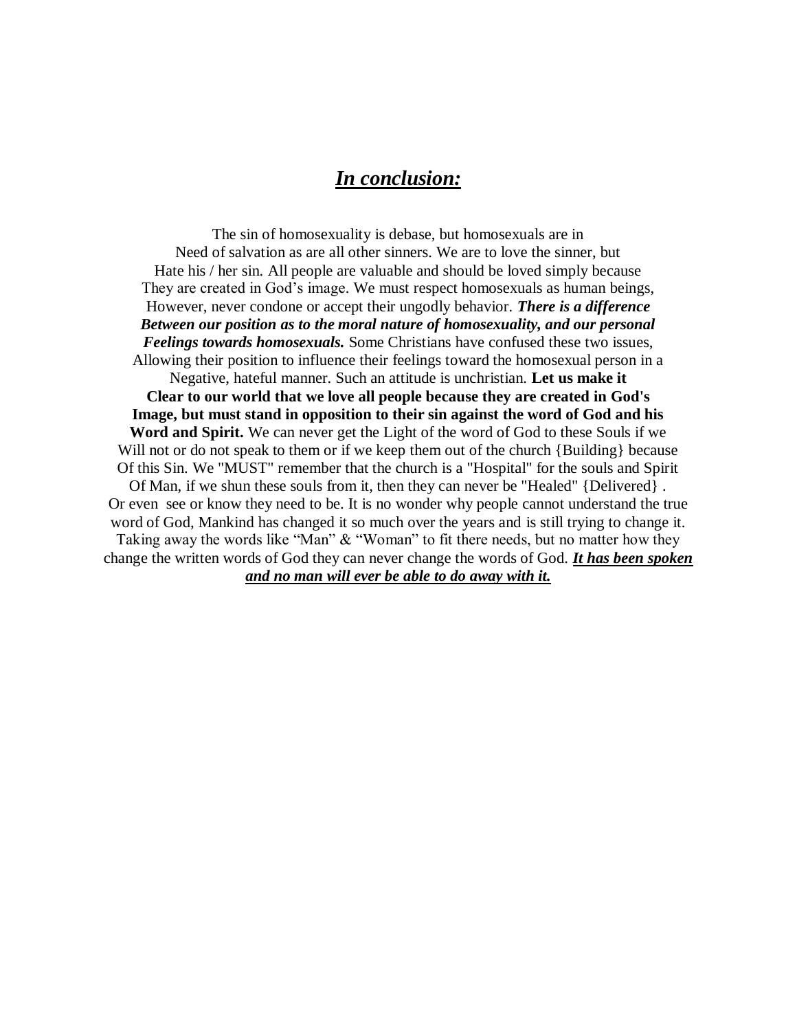## ***In conclusion:***

The sin of homosexuality is debase, but homosexuals are in Need of salvation as are all other sinners. We are to love the sinner, but Hate his / her sin. All people are valuable and should be loved simply because They are created in God's image. We must respect homosexuals as human beings, However, never condone or accept their ungodly behavior. ***There is a difference Between our position as to the moral nature of homosexuality, and our personal Feelings towards homosexuals.*** Some Christians have confused these two issues, Allowing their position to influence their feelings toward the homosexual person in a Negative, hateful manner. Such an attitude is unchristian. **Let us make it Clear to our world that we love all people because they are created in God's Image, but must stand in opposition to their sin against the word of God and his Word and Spirit.** We can never get the Light of the word of God to these Souls if we Will not or do not speak to them or if we keep them out of the church {Building} because Of this Sin. We "MUST" remember that the church is a "Hospital" for the souls and Spirit Of Man, if we shun these souls from it, then they can never be "Healed" {Delivered} . Or even see or know they need to be. It is no wonder why people cannot understand the true word of God, Mankind has changed it so much over the years and is still trying to change it. Taking away the words like "Man" & "Woman" to fit there needs, but no matter how they change the written words of God they can never change the words of God. ***<u>It has been spoken and no man will ever be able to do away with it.</u>***